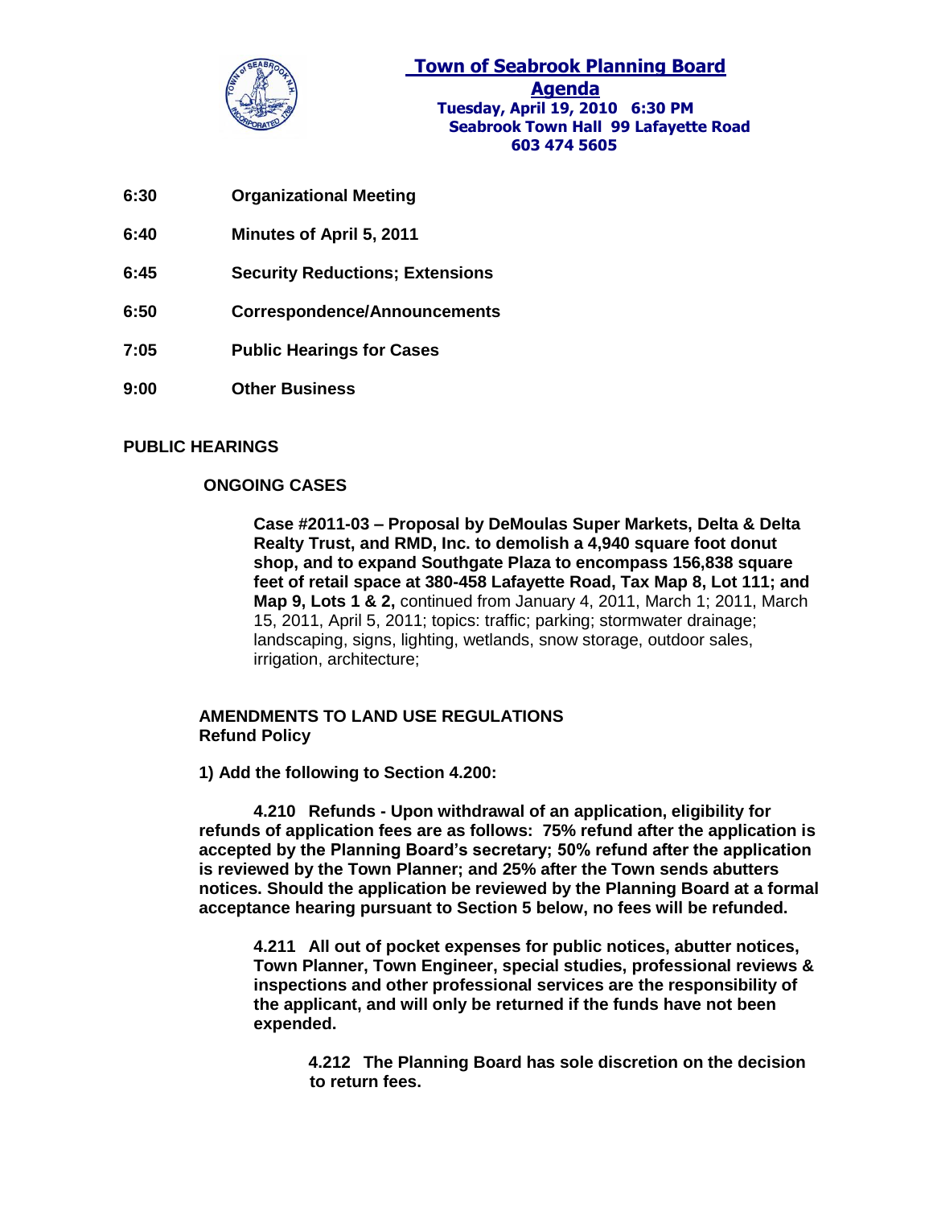# Town of Seabrook Planning Board

## Agenda

**Tuesday, April 19, 2010 6:30 PM**
**Seabrook Town Hall 99 Lafayette Road**
**603 474 5605**

**6:30** **Organizational Meeting**

**6:40** **Minutes of April 5, 2011**

**6:45** **Security Reductions; Extensions**

**6:50** **Correspondence/Announcements**

**7:05** **Public Hearings for Cases**

**9:00** **Other Business**

## PUBLIC HEARINGS

### ONGOING CASES

**Case #2011-03 – Proposal by DeMoulas Super Markets, Delta & Delta Realty Trust, and RMD, Inc. to demolish a 4,940 square foot donut shop, and to expand Southgate Plaza to encompass 156,838 square feet of retail space at 380-458 Lafayette Road, Tax Map 8, Lot 111; and Map 9, Lots 1 & 2,** continued from January 4, 2011, March 1; 2011, March 15, 2011, April 5, 2011; topics: traffic; parking; stormwater drainage; landscaping, signs, lighting, wetlands, snow storage, outdoor sales, irrigation, architecture;

### AMENDMENTS TO LAND USE REGULATIONS
**Refund Policy**

**1) Add the following to Section 4.200:**

**4.210 Refunds - Upon withdrawal of an application, eligibility for refunds of application fees are as follows: 75% refund after the application is accepted by the Planning Board's secretary; 50% refund after the application is reviewed by the Town Planner; and 25% after the Town sends abutters notices. Should the application be reviewed by the Planning Board at a formal acceptance hearing pursuant to Section 5 below, no fees will be refunded.**

**4.211 All out of pocket expenses for public notices, abutter notices, Town Planner, Town Engineer, special studies, professional reviews & inspections and other professional services are the responsibility of the applicant, and will only be returned if the funds have not been expended.**

**4.212 The Planning Board has sole discretion on the decision to return fees.**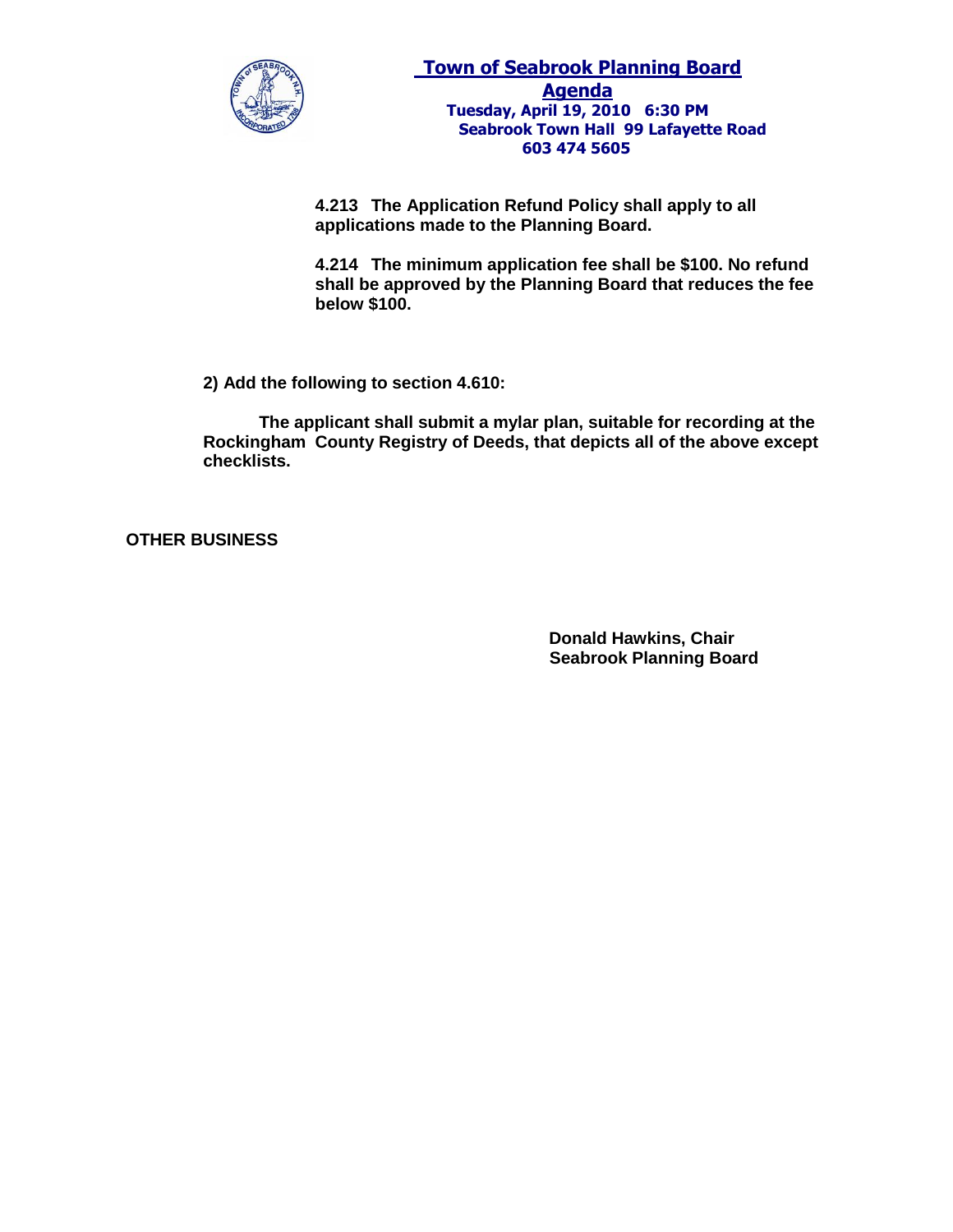**Town of Seabrook Planning Board**
**Agenda**
**Tuesday, April 19, 2010 6:30 PM**
**Seabrook Town Hall 99 Lafayette Road**
**603 474 5605**

**4.213 The Application Refund Policy shall apply to all applications made to the Planning Board.**

**4.214 The minimum application fee shall be $100. No refund shall be approved by the Planning Board that reduces the fee below $100.**

**2) Add the following to section 4.610:**

**The applicant shall submit a mylar plan, suitable for recording at the Rockingham County Registry of Deeds, that depicts all of the above except checklists.**

**OTHER BUSINESS**

**Donald Hawkins, Chair**
**Seabrook Planning Board**